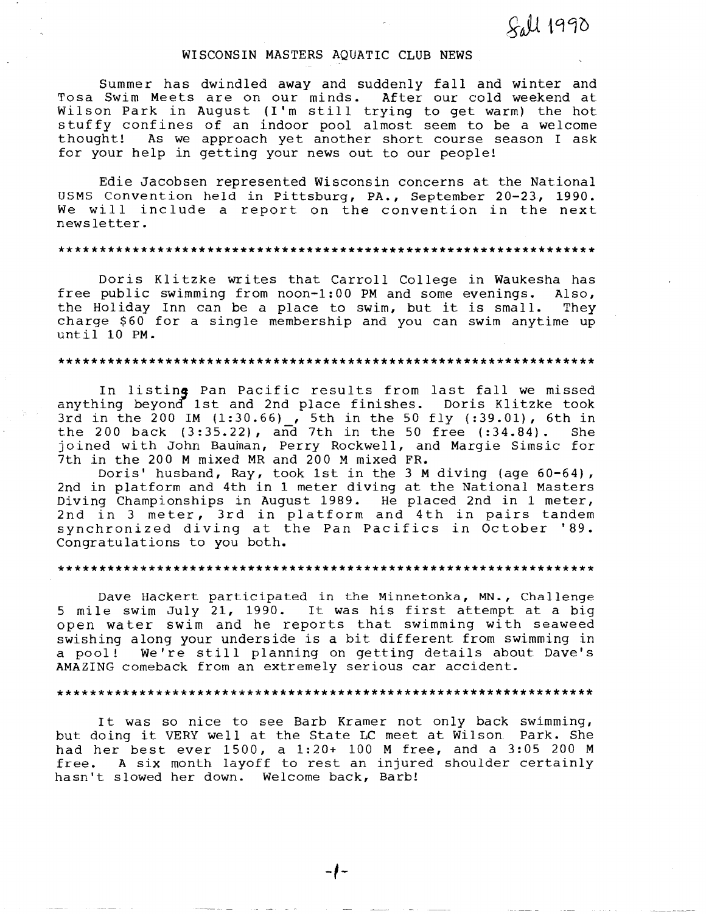Fall 1990

# WISCONSIN MASTERS AQUATIC CLUB NEWS

Summer has dwindled away and suddenly fall and winter and Tosa Swim Meets are on our minds. After our cold weekend at Wilson Park in August (I'm still trying to get warm) the hot stuffy confines of an indoor pool almost seem to be a welcome thought! As we approach yet another short course season I ask for your help in getting your news out to our people!

Edie Jacobsen represented Wisconsin concerns at the National USMS Convention held in Pittsburg, PA., September 20-23, 1990. We will include a report on the convention in the next newsletter.

*****************************************************************

Doris Klitzke writes that Carroll College in Waukesha has free public swimming from noon-1:00 PM and some evenings. Also, the Holiday Inn can be a place to swim, but it is small. They charge $60 for a single membership and you can swim anytime up until 10 PM.

*****************************************************************

In listing Pan Pacific results from last fall we missed anything beyond 1st and 2nd place finishes. Doris Klitzke took 3rd in the 200 IM (1:30.66), 5th in the 50 fly (:39.01), 6th in the 200 back (3:35.22), and 7th in the 50 free (:34.84). She joined with John Bauman, Perry Rockwell, and Margie Simsic for 7th in the 200 M mixed MR and 200 M mixed FR.

Doris' husband, Ray, took 1st in the 3 M diving (age 60-64), 2nd in platform and 4th in 1 meter diving at the National Masters Diving Championships in August 1989. He placed 2nd in 1 meter, 2nd in 3 meter, 3rd in platform and 4th in pairs tandem synchronized diving at the Pan Pacifics in October '89. Congratulations to you both.

*****************************************************************

Dave Hackert participated in the Minnetonka, MN., Challenge 5 mile swim July 21, 1990. It was his first attempt at a big open water swim and he reports that swimming with seaweed swishing along your underside is a bit different from swimming in a pool! We're still planning on getting details about Dave's AMAZING comeback from an extremely serious car accident.

*****************************************************************

It was so nice to see Barb Kramer not only back swimming, but doing it VERY well at the State LC meet at Wilson Park. She had her best ever 1500, a 1:20+ 100 M free, and a 3:05 200 M free. A six month layoff to rest an injured shoulder certainly hasn't slowed her down. Welcome back, Barb!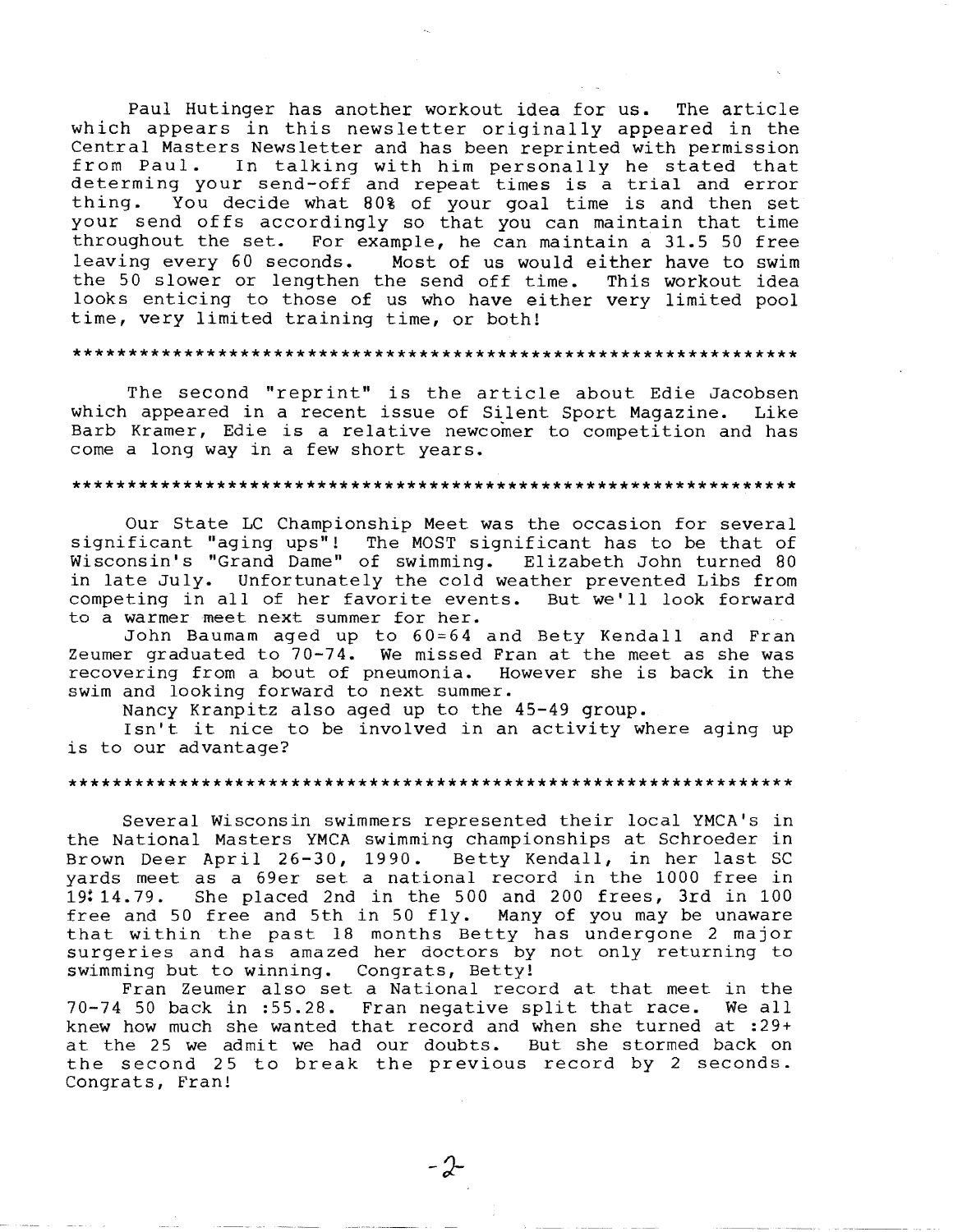Paul Hutinger has another workout idea for us. The article which appears in this newsletter originally appeared in the Central Masters Newsletter and has been reprinted with permission from Paul. In talking with him personally he stated that determing your send-off and repeat times is a trial and error thing. You decide what 80% of your goal time is and then set your send offs accordingly so that you can maintain that time throughout the set. For example, he can maintain a 31.5 50 free leaving every 60 seconds. Most of us would either have to swim the 50 slower or lengthen the send off time. This workout idea looks enticing to those of us who have either very limited pool time, very limited training time, or both!

*******************************************************************

The second "reprint" is the article about Edie Jacobsen which appeared in a recent issue of Silent Sport Magazine. Like Barb Kramer, Edie is a relative newcomer to competition and has come a long way in a few short years.

*******************************************************************

Our State LC Championship Meet was the occasion for several significant "aging ups"! The MOST significant has to be that of Wisconsin's "Grand Dame" of swimming. Elizabeth John turned 80 in late July. Unfortunately the cold weather prevented Libs from competing in all of her favorite events. But we'll look forward to a warmer meet next summer for her.

John Baumam aged up to 60=64 and Bety Kendall and Fran Zeumer graduated to 70-74. We missed Fran at the meet as she was recovering from a bout of pneumonia. However she is back in the swim and looking forward to next summer.

Nancy Kranpitz also aged up to the 45-49 group.

Isn't it nice to be involved in an activity where aging up is to our advantage?

*******************************************************************

Several Wisconsin swimmers represented their local YMCA's in the National Masters YMCA swimming championships at Schroeder in Brown Deer April 26-30, 1990. Betty Kendall, in her last SC yards meet as a 69er set a national record in the 1000 free in 19:14.79. She placed 2nd in the 500 and 200 frees, 3rd in 100 free and 50 free and 5th in 50 fly. Many of you may be unaware that within the past 18 months Betty has undergone 2 major surgeries and has amazed her doctors by not only returning to swimming but to winning. Congrats, Betty!

Fran Zeumer also set a National record at that meet in the 70-74 50 back in :55.28. Fran negative split that race. We all knew how much she wanted that record and when she turned at :29+ at the 25 we admit we had our doubts. But she stormed back on the second 25 to break the previous record by 2 seconds. Congrats, Fran!